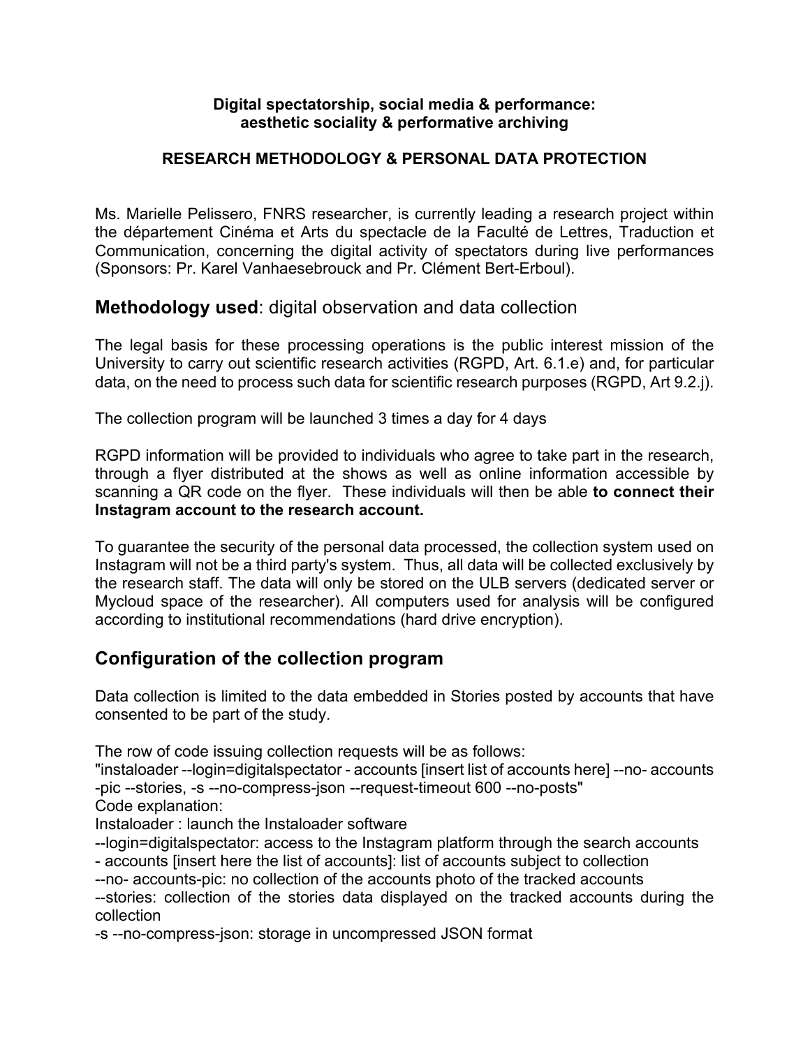**Digital spectatorship, social media & performance: aesthetic sociality & performative archiving**

**RESEARCH METHODOLOGY & PERSONAL DATA PROTECTION**

Ms. Marielle Pelissero, FNRS researcher, is currently leading a research project within the département Cinéma et Arts du spectacle de la Faculté de Lettres, Traduction et Communication, concerning the digital activity of spectators during live performances (Sponsors: Pr. Karel Vanhaesebrouck and Pr. Clément Bert-Erboul).

## **Methodology used**: digital observation and data collection

The legal basis for these processing operations is the public interest mission of the University to carry out scientific research activities (RGPD, Art. 6.1.e) and, for particular data, on the need to process such data for scientific research purposes (RGPD, Art 9.2.j).

The collection program will be launched 3 times a day for 4 days

RGPD information will be provided to individuals who agree to take part in the research, through a flyer distributed at the shows as well as online information accessible by scanning a QR code on the flyer. These individuals will then be able **to connect their Instagram account to the research account.**

To guarantee the security of the personal data processed, the collection system used on Instagram will not be a third party's system. Thus, all data will be collected exclusively by the research staff. The data will only be stored on the ULB servers (dedicated server or Mycloud space of the researcher). All computers used for analysis will be configured according to institutional recommendations (hard drive encryption).

## Configuration of the collection program

Data collection is limited to the data embedded in Stories posted by accounts that have consented to be part of the study.

The row of code issuing collection requests will be as follows:
"instaloader --login=digitalspectator - accounts [insert list of accounts here] --no- accounts -pic --stories, -s --no-compress-json --request-timeout 600 --no-posts"

Code explanation:

Instaloader : launch the Instaloader software

--login=digitalspectator: access to the Instagram platform through the search accounts

- accounts [insert here the list of accounts]: list of accounts subject to collection

--no- accounts-pic: no collection of the accounts photo of the tracked accounts

--stories: collection of the stories data displayed on the tracked accounts during the collection

-s --no-compress-json: storage in uncompressed JSON format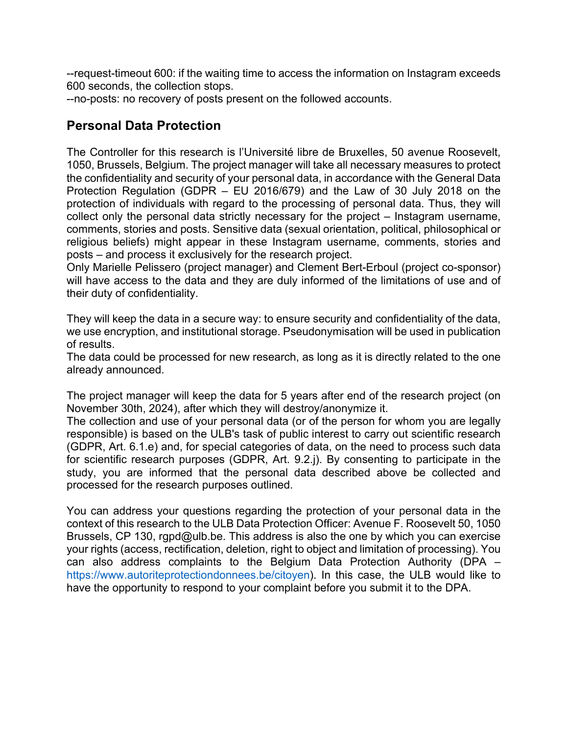--request-timeout 600: if the waiting time to access the information on Instagram exceeds 600 seconds, the collection stops.
--no-posts: no recovery of posts present on the followed accounts.

## Personal Data Protection

The Controller for this research is l'Université libre de Bruxelles, 50 avenue Roosevelt, 1050, Brussels, Belgium. The project manager will take all necessary measures to protect the confidentiality and security of your personal data, in accordance with the General Data Protection Regulation (GDPR – EU 2016/679) and the Law of 30 July 2018 on the protection of individuals with regard to the processing of personal data. Thus, they will collect only the personal data strictly necessary for the project – Instagram username, comments, stories and posts. Sensitive data (sexual orientation, political, philosophical or religious beliefs) might appear in these Instagram username, comments, stories and posts – and process it exclusively for the research project.
Only Marielle Pelissero (project manager) and Clement Bert-Erboul (project co-sponsor) will have access to the data and they are duly informed of the limitations of use and of their duty of confidentiality.

They will keep the data in a secure way: to ensure security and confidentiality of the data, we use encryption, and institutional storage. Pseudonymisation will be used in publication of results.
The data could be processed for new research, as long as it is directly related to the one already announced.

The project manager will keep the data for 5 years after end of the research project (on November 30th, 2024), after which they will destroy/anonymize it.
The collection and use of your personal data (or of the person for whom you are legally responsible) is based on the ULB's task of public interest to carry out scientific research (GDPR, Art. 6.1.e) and, for special categories of data, on the need to process such data for scientific research purposes (GDPR, Art. 9.2.j). By consenting to participate in the study, you are informed that the personal data described above be collected and processed for the research purposes outlined.

You can address your questions regarding the protection of your personal data in the context of this research to the ULB Data Protection Officer: Avenue F. Roosevelt 50, 1050 Brussels, CP 130, rgpd@ulb.be. This address is also the one by which you can exercise your rights (access, rectification, deletion, right to object and limitation of processing). You can also address complaints to the Belgium Data Protection Authority (DPA – https://www.autoriteprotectiondonnees.be/citoyen). In this case, the ULB would like to have the opportunity to respond to your complaint before you submit it to the DPA.